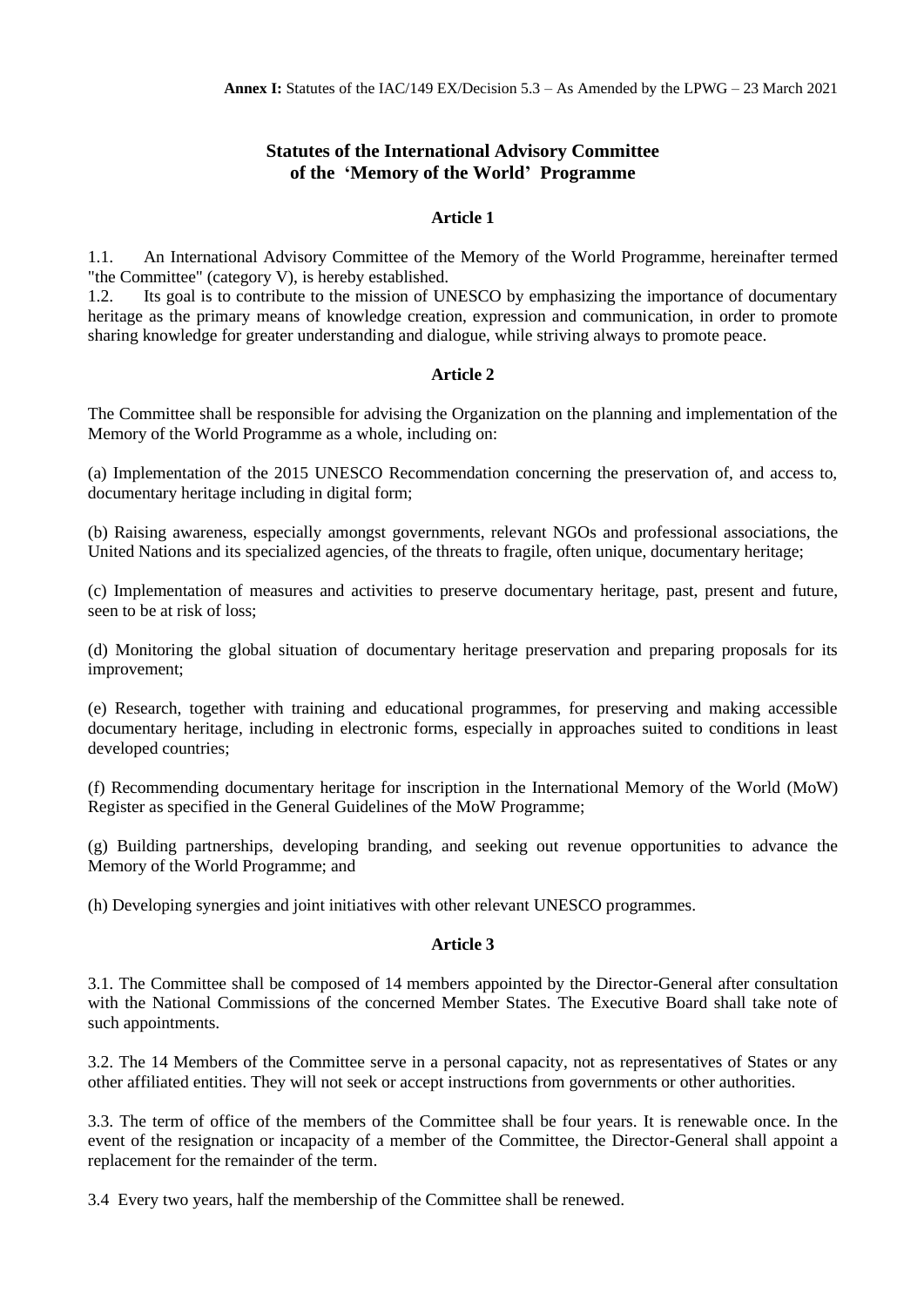**Annex I:** Statutes of the IAC/149 EX/Decision 5.3 – As Amended by the LPWG – 23 March 2021

# Statutes of the International Advisory Committee of the 'Memory of the World' Programme

## Article 1

1.1. An International Advisory Committee of the Memory of the World Programme, hereinafter termed "the Committee" (category V), is hereby established.

1.2. Its goal is to contribute to the mission of UNESCO by emphasizing the importance of documentary heritage as the primary means of knowledge creation, expression and communication, in order to promote sharing knowledge for greater understanding and dialogue, while striving always to promote peace.

## Article 2

The Committee shall be responsible for advising the Organization on the planning and implementation of the Memory of the World Programme as a whole, including on:

(a) Implementation of the 2015 UNESCO Recommendation concerning the preservation of, and access to, documentary heritage including in digital form;

(b) Raising awareness, especially amongst governments, relevant NGOs and professional associations, the United Nations and its specialized agencies, of the threats to fragile, often unique, documentary heritage;

(c) Implementation of measures and activities to preserve documentary heritage, past, present and future, seen to be at risk of loss;

(d) Monitoring the global situation of documentary heritage preservation and preparing proposals for its improvement;

(e) Research, together with training and educational programmes, for preserving and making accessible documentary heritage, including in electronic forms, especially in approaches suited to conditions in least developed countries;

(f) Recommending documentary heritage for inscription in the International Memory of the World (MoW) Register as specified in the General Guidelines of the MoW Programme;

(g) Building partnerships, developing branding, and seeking out revenue opportunities to advance the Memory of the World Programme; and

(h) Developing synergies and joint initiatives with other relevant UNESCO programmes.

## Article 3

3.1. The Committee shall be composed of 14 members appointed by the Director-General after consultation with the National Commissions of the concerned Member States. The Executive Board shall take note of such appointments.

3.2. The 14 Members of the Committee serve in a personal capacity, not as representatives of States or any other affiliated entities. They will not seek or accept instructions from governments or other authorities.

3.3. The term of office of the members of the Committee shall be four years. It is renewable once. In the event of the resignation or incapacity of a member of the Committee, the Director-General shall appoint a replacement for the remainder of the term.

3.4 Every two years, half the membership of the Committee shall be renewed.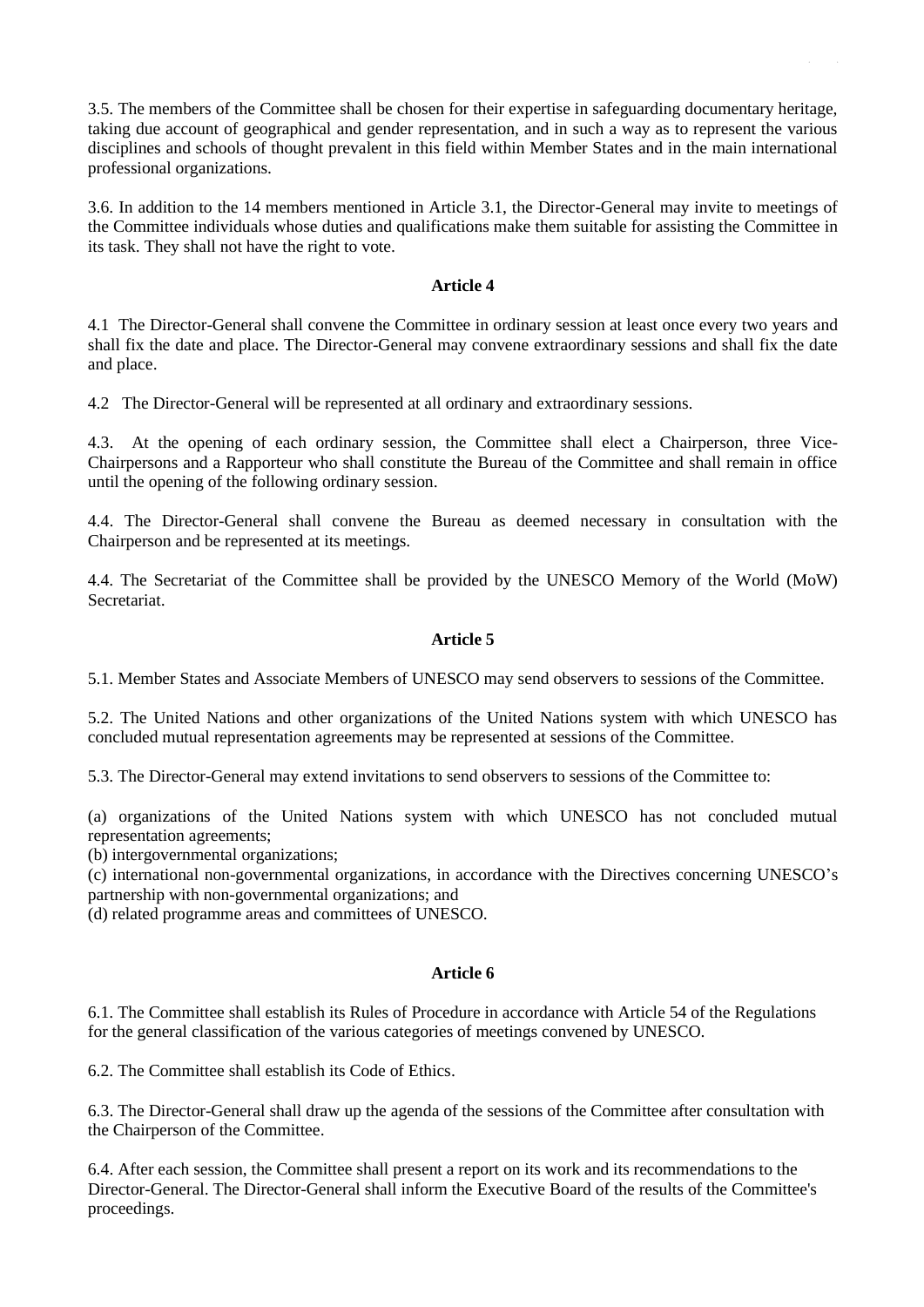3.5. The members of the Committee shall be chosen for their expertise in safeguarding documentary heritage, taking due account of geographical and gender representation, and in such a way as to represent the various disciplines and schools of thought prevalent in this field within Member States and in the main international professional organizations.

3.6. In addition to the 14 members mentioned in Article 3.1, the Director-General may invite to meetings of the Committee individuals whose duties and qualifications make them suitable for assisting the Committee in its task. They shall not have the right to vote.

**Article 4**

4.1 The Director-General shall convene the Committee in ordinary session at least once every two years and shall fix the date and place. The Director-General may convene extraordinary sessions and shall fix the date and place.

4.2 The Director-General will be represented at all ordinary and extraordinary sessions.

4.3. At the opening of each ordinary session, the Committee shall elect a Chairperson, three Vice-Chairpersons and a Rapporteur who shall constitute the Bureau of the Committee and shall remain in office until the opening of the following ordinary session.

4.4. The Director-General shall convene the Bureau as deemed necessary in consultation with the Chairperson and be represented at its meetings.

4.4. The Secretariat of the Committee shall be provided by the UNESCO Memory of the World (MoW) Secretariat.

**Article 5**

5.1. Member States and Associate Members of UNESCO may send observers to sessions of the Committee.

5.2. The United Nations and other organizations of the United Nations system with which UNESCO has concluded mutual representation agreements may be represented at sessions of the Committee.

5.3. The Director-General may extend invitations to send observers to sessions of the Committee to:

(a) organizations of the United Nations system with which UNESCO has not concluded mutual representation agreements;
(b) intergovernmental organizations;
(c) international non-governmental organizations, in accordance with the Directives concerning UNESCO's partnership with non-governmental organizations; and
(d) related programme areas and committees of UNESCO.

**Article 6**

6.1. The Committee shall establish its Rules of Procedure in accordance with Article 54 of the Regulations for the general classification of the various categories of meetings convened by UNESCO.

6.2. The Committee shall establish its Code of Ethics.

6.3. The Director-General shall draw up the agenda of the sessions of the Committee after consultation with the Chairperson of the Committee.

6.4. After each session, the Committee shall present a report on its work and its recommendations to the Director-General. The Director-General shall inform the Executive Board of the results of the Committee's proceedings.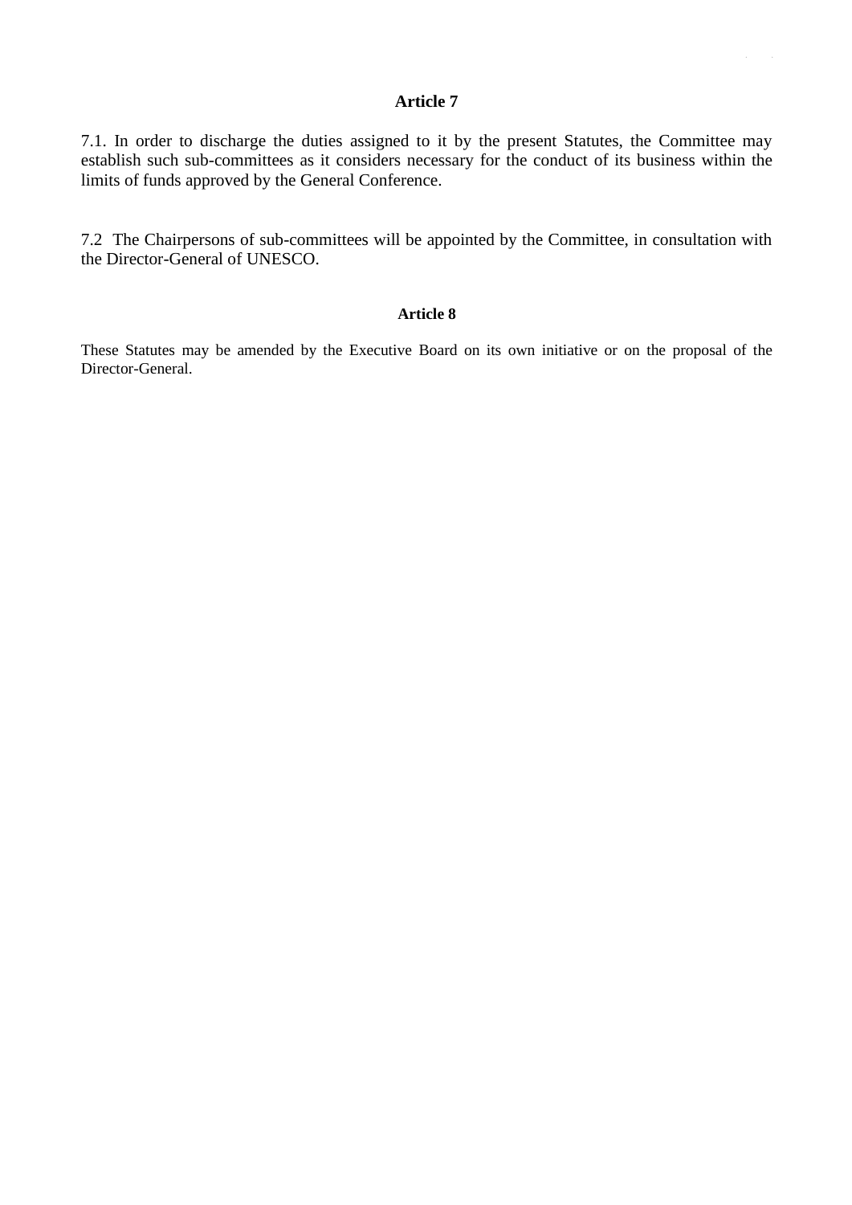**Article 7**

7.1. In order to discharge the duties assigned to it by the present Statutes, the Committee may establish such sub-committees as it considers necessary for the conduct of its business within the limits of funds approved by the General Conference.

7.2 The Chairpersons of sub-committees will be appointed by the Committee, in consultation with the Director-General of UNESCO.

**Article 8**

These Statutes may be amended by the Executive Board on its own initiative or on the proposal of the Director-General.